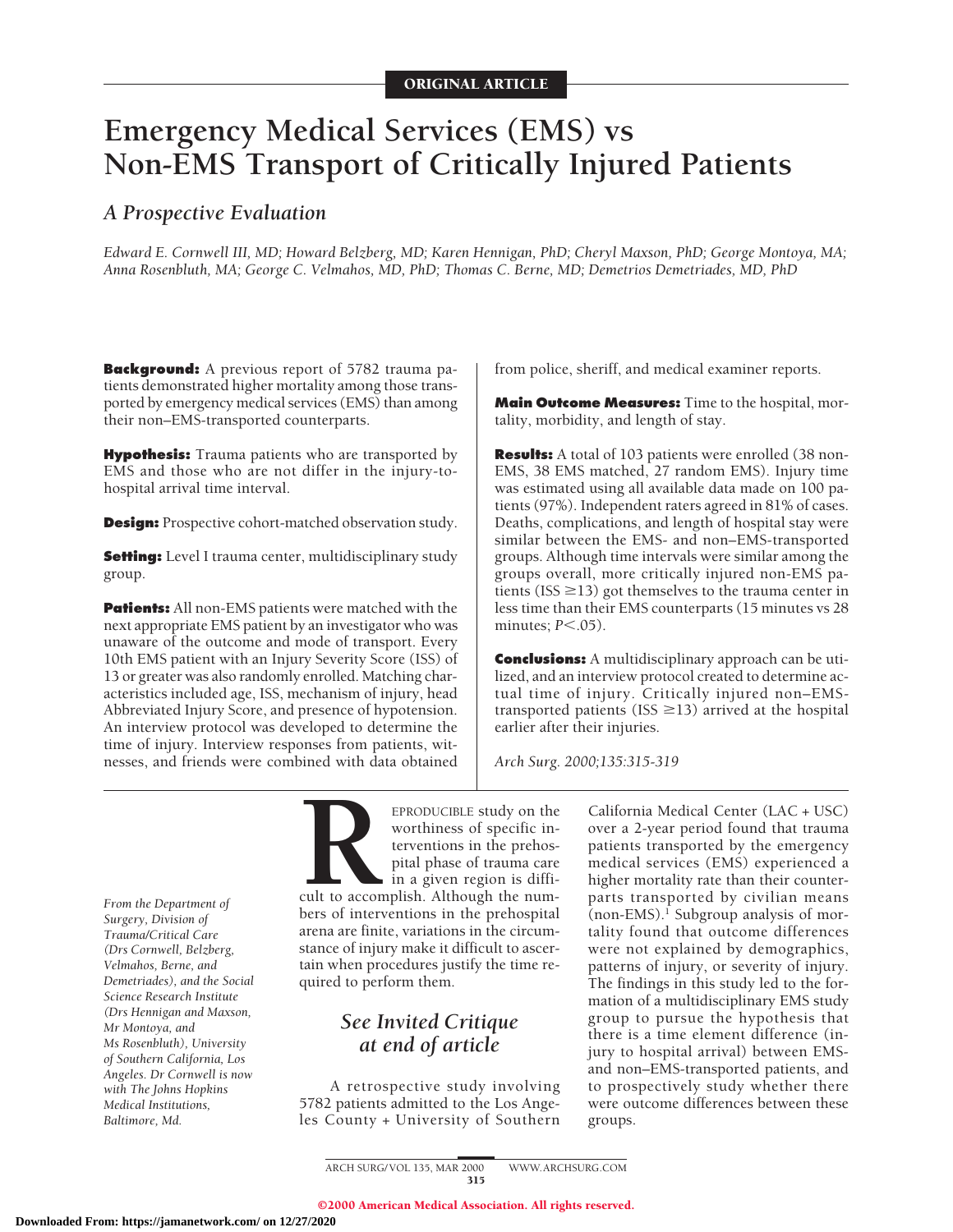ORIGINAL ARTICLE

# Emergency Medical Services (EMS) vs Non-EMS Transport of Critically Injured Patients

## *A Prospective Evaluation*

*Edward E. Cornwell III, MD; Howard Belzberg, MD; Karen Hennigan, PhD; Cheryl Maxson, PhD; George Montoya, MA; Anna Rosenbluth, MA; George C. Velmahos, MD, PhD; Thomas C. Berne, MD; Demetrios Demetriades, MD, PhD*

**Background:** A previous report of 5782 trauma patients demonstrated higher mortality among those transported by emergency medical services (EMS) than among their non–EMS-transported counterparts.

**Hypothesis:** Trauma patients who are transported by EMS and those who are not differ in the injury-to-hospital arrival time interval.

**Design:** Prospective cohort-matched observation study.

**Setting:** Level I trauma center, multidisciplinary study group.

**Patients:** All non-EMS patients were matched with the next appropriate EMS patient by an investigator who was unaware of the outcome and mode of transport. Every 10th EMS patient with an Injury Severity Score (ISS) of 13 or greater was also randomly enrolled. Matching characteristics included age, ISS, mechanism of injury, head Abbreviated Injury Score, and presence of hypotension. An interview protocol was developed to determine the time of injury. Interview responses from patients, witnesses, and friends were combined with data obtained from police, sheriff, and medical examiner reports.

**Main Outcome Measures:** Time to the hospital, mortality, morbidity, and length of stay.

**Results:** A total of 103 patients were enrolled (38 non-EMS, 38 EMS matched, 27 random EMS). Injury time was estimated using all available data made on 100 patients (97%). Independent raters agreed in 81% of cases. Deaths, complications, and length of hospital stay were similar between the EMS- and non–EMS-transported groups. Although time intervals were similar among the groups overall, more critically injured non-EMS patients (ISS ≥13) got themselves to the trauma center in less time than their EMS counterparts (15 minutes vs 28 minutes; $P<.05$).

**Conclusions:** A multidisciplinary approach can be utilized, and an interview protocol created to determine actual time of injury. Critically injured non–EMS-transported patients (ISS ≥13) arrived at the hospital earlier after their injuries.

*Arch Surg. 2000;135:315-319*

*From the Department of Surgery, Division of Trauma/Critical Care (Drs Cornwell, Belzberg, Velmahos, Berne, and Demetriades), and the Social Science Research Institute (Drs Hennigan and Maxson, Mr Montoya, and Ms Rosenbluth), University of Southern California, Los Angeles. Dr Cornwell is now with The Johns Hopkins Medical Institutions, Baltimore, Md.*

REPRODUCIBLE study on the worthiness of specific interventions in the prehospital phase of trauma care in a given region is difficult to accomplish. Although the numbers of interventions in the prehospital arena are finite, variations in the circumstance of injury make it difficult to ascertain when procedures justify the time required to perform them.

*See Invited Critique at end of article*

A retrospective study involving 5782 patients admitted to the Los Angeles County + University of Southern California Medical Center (LAC + USC) over a 2-year period found that trauma patients transported by the emergency medical services (EMS) experienced a higher mortality rate than their counterparts transported by civilian means (non-EMS).[1] Subgroup analysis of mortality found that outcome differences were not explained by demographics, patterns of injury, or severity of injury. The findings in this study led to the formation of a multidisciplinary EMS study group to pursue the hypothesis that there is a time element difference (injury to hospital arrival) between EMS- and non–EMS-transported patients, and to prospectively study whether there were outcome differences between these groups.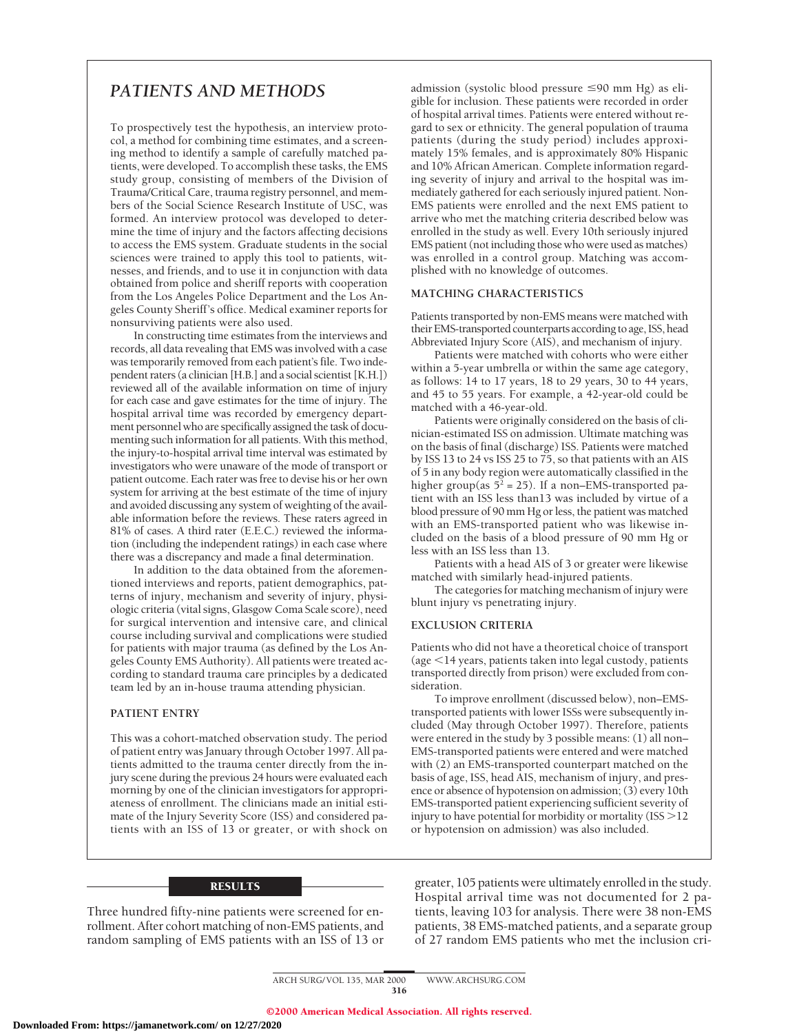## PATIENTS AND METHODS

To prospectively test the hypothesis, an interview protocol, a method for combining time estimates, and a screening method to identify a sample of carefully matched patients, were developed. To accomplish these tasks, the EMS study group, consisting of members of the Division of Trauma/Critical Care, trauma registry personnel, and members of the Social Science Research Institute of USC, was formed. An interview protocol was developed to determine the time of injury and the factors affecting decisions to access the EMS system. Graduate students in the social sciences were trained to apply this tool to patients, witnesses, and friends, and to use it in conjunction with data obtained from police and sheriff reports with cooperation from the Los Angeles Police Department and the Los Angeles County Sheriff's office. Medical examiner reports for nonsurviving patients were also used.

In constructing time estimates from the interviews and records, all data revealing that EMS was involved with a case was temporarily removed from each patient's file. Two independent raters (a clinician [H.B.] and a social scientist [K.H.]) reviewed all of the available information on time of injury for each case and gave estimates for the time of injury. The hospital arrival time was recorded by emergency department personnel who are specifically assigned the task of documenting such information for all patients. With this method, the injury-to-hospital arrival time interval was estimated by investigators who were unaware of the mode of transport or patient outcome. Each rater was free to devise his or her own system for arriving at the best estimate of the time of injury and avoided discussing any system of weighting of the available information before the reviews. These raters agreed in 81% of cases. A third rater (E.E.C.) reviewed the information (including the independent ratings) in each case where there was a discrepancy and made a final determination.

In addition to the data obtained from the aforementioned interviews and reports, patient demographics, patterns of injury, mechanism and severity of injury, physiologic criteria (vital signs, Glasgow Coma Scale score), need for surgical intervention and intensive care, and clinical course including survival and complications were studied for patients with major trauma (as defined by the Los Angeles County EMS Authority). All patients were treated according to standard trauma care principles by a dedicated team led by an in-house trauma attending physician.

### PATIENT ENTRY

This was a cohort-matched observation study. The period of patient entry was January through October 1997. All patients admitted to the trauma center directly from the injury scene during the previous 24 hours were evaluated each morning by one of the clinician investigators for appropriateness of enrollment. The clinicians made an initial estimate of the Injury Severity Score (ISS) and considered patients with an ISS of 13 or greater, or with shock on admission (systolic blood pressure ≤90 mm Hg) as eligible for inclusion. These patients were recorded in order of hospital arrival times. Patients were entered without regard to sex or ethnicity. The general population of trauma patients (during the study period) includes approximately 15% females, and is approximately 80% Hispanic and 10% African American. Complete information regarding severity of injury and arrival to the hospital was immediately gathered for each seriously injured patient. Non-EMS patients were enrolled and the next EMS patient to arrive who met the matching criteria described below was enrolled in the study as well. Every 10th seriously injured EMS patient (not including those who were used as matches) was enrolled in a control group. Matching was accomplished with no knowledge of outcomes.

### MATCHING CHARACTERISTICS

Patients transported by non-EMS means were matched with their EMS-transported counterparts according to age, ISS, head Abbreviated Injury Score (AIS), and mechanism of injury.

Patients were matched with cohorts who were either within a 5-year umbrella or within the same age category, as follows: 14 to 17 years, 18 to 29 years, 30 to 44 years, and 45 to 55 years. For example, a 42-year-old could be matched with a 46-year-old.

Patients were originally considered on the basis of clinician-estimated ISS on admission. Ultimate matching was on the basis of final (discharge) ISS. Patients were matched by ISS 13 to 24 vs ISS 25 to 75, so that patients with an AIS of 5 in any body region were automatically classified in the higher group(as $5^2 = 25$). If a non–EMS-transported patient with an ISS less than13 was included by virtue of a blood pressure of 90 mm Hg or less, the patient was matched with an EMS-transported patient who was likewise included on the basis of a blood pressure of 90 mm Hg or less with an ISS less than 13.

Patients with a head AIS of 3 or greater were likewise matched with similarly head-injured patients.

The categories for matching mechanism of injury were blunt injury vs penetrating injury.

### EXCLUSION CRITERIA

Patients who did not have a theoretical choice of transport (age <14 years, patients taken into legal custody, patients transported directly from prison) were excluded from consideration.

To improve enrollment (discussed below), non–EMS-transported patients with lower ISSs were subsequently included (May through October 1997). Therefore, patients were entered in the study by 3 possible means: (1) all non–EMS-transported patients were entered and were matched with (2) an EMS-transported counterpart matched on the basis of age, ISS, head AIS, mechanism of injury, and presence or absence of hypotension on admission; (3) every 10th EMS-transported patient experiencing sufficient severity of injury to have potential for morbidity or mortality (ISS >12 or hypotension on admission) was also included.

## RESULTS

Three hundred fifty-nine patients were screened for enrollment. After cohort matching of non-EMS patients, and random sampling of EMS patients with an ISS of 13 or greater, 105 patients were ultimately enrolled in the study. Hospital arrival time was not documented for 2 patients, leaving 103 for analysis. There were 38 non-EMS patients, 38 EMS-matched patients, and a separate group of 27 random EMS patients who met the inclusion cri-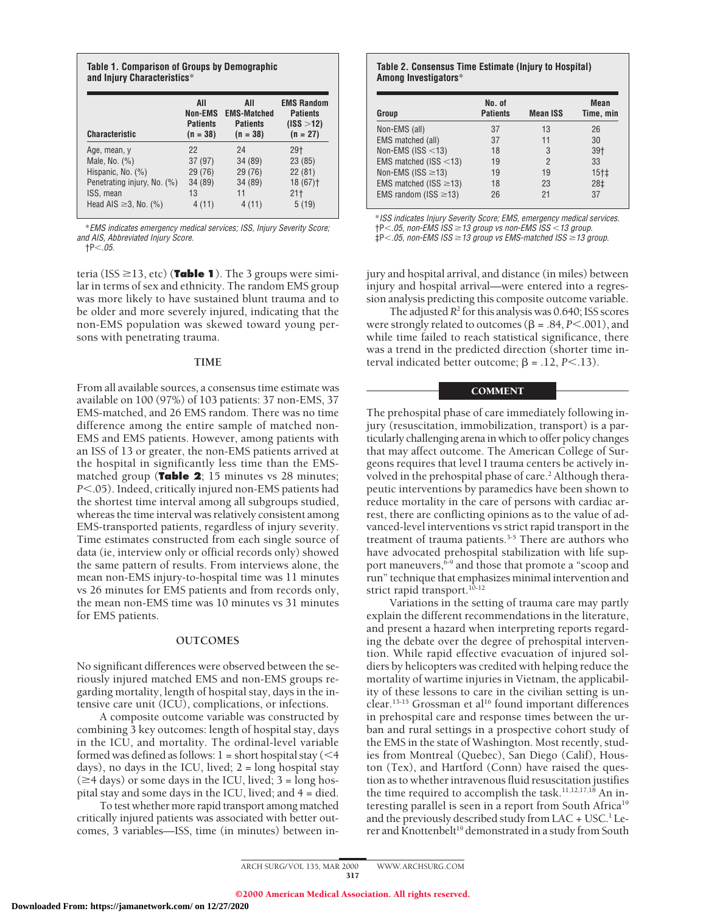**Table 1. Comparison of Groups by Demographic and Injury Characteristics***

| Characteristic | All Non-EMS Patients (n = 38) | All EMS-Matched Patients (n = 38) | EMS Random Patients (ISS >12) (n = 27) |
|---|---|---|---|
| Age, mean, y | 22 | 24 | 29† |
| Male, No. (%) | 37 (97) | 34 (89) | 23 (85) |
| Hispanic, No. (%) | 29 (76) | 29 (76) | 22 (81) |
| Penetrating injury, No. (%) | 34 (89) | 34 (89) | 18 (67)† |
| ISS, mean | 13 | 11 | 21† |
| Head AIS ≥3, No. (%) | 4 (11) | 4 (11) | 5 (19) |

*EMS indicates emergency medical services; ISS, Injury Severity Score; and AIS, Abbreviated Injury Score.
†$P<.05$.

teria (ISS ≥13, etc) (**Table 1**). The 3 groups were similar in terms of sex and ethnicity. The random EMS group was more likely to have sustained blunt trauma and to be older and more severely injured, indicating that the non-EMS population was skewed toward young persons with penetrating trauma.

## TIME

From all available sources, a consensus time estimate was available on 100 (97%) of 103 patients: 37 non-EMS, 37 EMS-matched, and 26 EMS random. There was no time difference among the entire sample of matched non-EMS and EMS patients. However, among patients with an ISS of 13 or greater, the non-EMS patients arrived at the hospital in significantly less time than the EMS-matched group (**Table 2**; 15 minutes vs 28 minutes; $P<.05$). Indeed, critically injured non-EMS patients had the shortest time interval among all subgroups studied, whereas the time interval was relatively consistent among EMS-transported patients, regardless of injury severity. Time estimates constructed from each single source of data (ie, interview only or official records only) showed the same pattern of results. From interviews alone, the mean non-EMS injury-to-hospital time was 11 minutes vs 26 minutes for EMS patients and from records only, the mean non-EMS time was 10 minutes vs 31 minutes for EMS patients.

## OUTCOMES

No significant differences were observed between the seriously injured matched EMS and non-EMS groups regarding mortality, length of hospital stay, days in the intensive care unit (ICU), complications, or infections.

A composite outcome variable was constructed by combining 3 key outcomes: length of hospital stay, days in the ICU, and mortality. The ordinal-level variable formed was defined as follows: 1 = short hospital stay (<4 days), no days in the ICU, lived; 2 = long hospital stay (≥4 days) or some days in the ICU, lived; 3 = long hospital stay and some days in the ICU, lived; and 4 = died.

To test whether more rapid transport among matched critically injured patients was associated with better outcomes, 3 variables—ISS, time (in minutes) between in-

**Table 2. Consensus Time Estimate (Injury to Hospital) Among Investigators***

| Group | No. of Patients | Mean ISS | Mean Time, min |
|---|---|---|---|
| Non-EMS (all) | 37 | 13 | 26 |
| EMS matched (all) | 37 | 11 | 30 |
| Non-EMS (ISS <13) | 18 | 3 | 39† |
| EMS matched (ISS <13) | 19 | 2 | 33 |
| Non-EMS (ISS ≥13) | 19 | 19 | 15†‡ |
| EMS matched (ISS ≥13) | 18 | 23 | 28‡ |
| EMS random (ISS ≥13) | 26 | 21 | 37 |

*ISS indicates Injury Severity Score; EMS, emergency medical services.
†$P<.05$, non-EMS ISS ≥13 group vs non-EMS ISS <13 group.
‡$P<.05$, non-EMS ISS ≥13 group vs EMS-matched ISS ≥13 group.

jury and hospital arrival, and distance (in miles) between injury and hospital arrival—were entered into a regression analysis predicting this composite outcome variable.

The adjusted $R^2$ for this analysis was 0.640; ISS scores were strongly related to outcomes ($\beta = .84$, $P<.001$), and while time failed to reach statistical significance, there was a trend in the predicted direction (shorter time interval indicated better outcome; $\beta = .12$, $P<.13$).

## COMMENT

The prehospital phase of care immediately following injury (resuscitation, immobilization, transport) is a particularly challenging arena in which to offer policy changes that may affect outcome. The American College of Surgeons requires that level I trauma centers be actively involved in the prehospital phase of care.[2] Although therapeutic interventions by paramedics have been shown to reduce mortality in the care of persons with cardiac arrest, there are conflicting opinions as to the value of advanced-level interventions vs strict rapid transport in the treatment of trauma patients.[3-5] There are authors who have advocated prehospital stabilization with life support maneuvers,[6-9] and those that promote a "scoop and run" technique that emphasizes minimal intervention and strict rapid transport.[10-12]

Variations in the setting of trauma care may partly explain the different recommendations in the literature, and present a hazard when interpreting reports regarding the debate over the degree of prehospital intervention. While rapid effective evacuation of injured soldiers by helicopters was credited with helping reduce the mortality of wartime injuries in Vietnam, the applicability of these lessons to care in the civilian setting is unclear.[13-15] Grossman et al[16] found important differences in prehospital care and response times between the urban and rural settings in a prospective cohort study of the EMS in the state of Washington. Most recently, studies from Montreal (Quebec), San Diego (Calif), Houston (Tex), and Hartford (Conn) have raised the question as to whether intravenous fluid resuscitation justifies the time required to accomplish the task.[11,12,17,18] An interesting parallel is seen in a report from South Africa[19] and the previously described study from LAC + USC.[1] Lerer and Knottenbelt[19] demonstrated in a study from South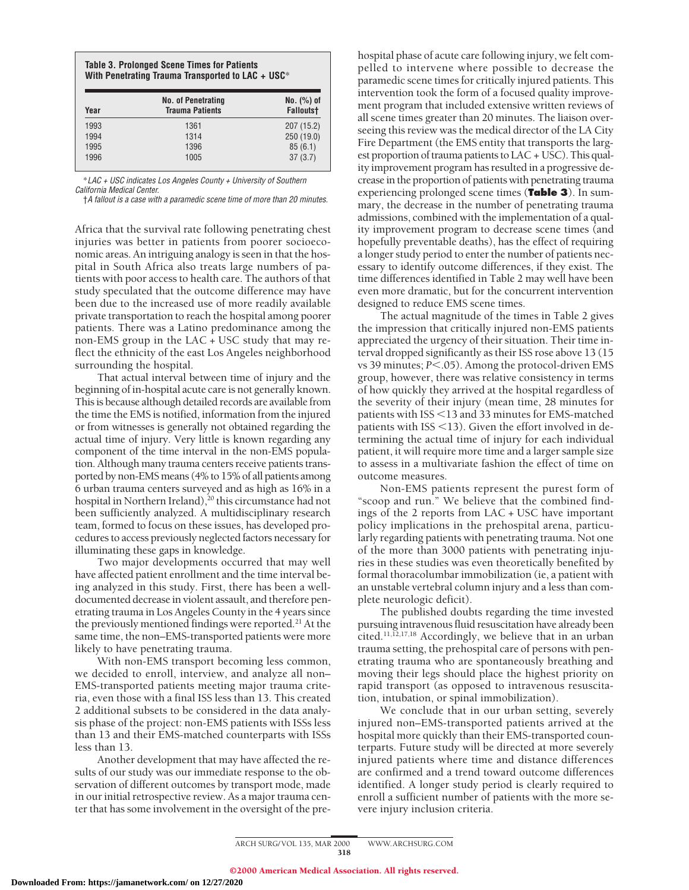**Table 3. Prolonged Scene Times for Patients With Penetrating Trauma Transported to LAC + USC***

| Year | No. of Penetrating Trauma Patients | No. (%) of Fallouts† |
|---|---|---|
| 1993 | 1361 | 207 (15.2) |
| 1994 | 1314 | 250 (19.0) |
| 1995 | 1396 | 85 (6.1) |
| 1996 | 1005 | 37 (3.7) |

*LAC + USC indicates Los Angeles County + University of Southern California Medical Center.

†A fallout is a case with a paramedic scene time of more than 20 minutes.

Africa that the survival rate following penetrating chest injuries was better in patients from poorer socioeconomic areas. An intriguing analogy is seen in that the hospital in South Africa also treats large numbers of patients with poor access to health care. The authors of that study speculated that the outcome difference may have been due to the increased use of more readily available private transportation to reach the hospital among poorer patients. There was a Latino predominance among the non-EMS group in the LAC + USC study that may reflect the ethnicity of the east Los Angeles neighborhood surrounding the hospital.

That actual interval between time of injury and the beginning of in-hospital acute care is not generally known. This is because although detailed records are available from the time the EMS is notified, information from the injured or from witnesses is generally not obtained regarding the actual time of injury. Very little is known regarding any component of the time interval in the non-EMS population. Although many trauma centers receive patients transported by non-EMS means (4% to 15% of all patients among 6 urban trauma centers surveyed and as high as 16% in a hospital in Northern Ireland),[20] this circumstance had not been sufficiently analyzed. A multidisciplinary research team, formed to focus on these issues, has developed procedures to access previously neglected factors necessary for illuminating these gaps in knowledge.

Two major developments occurred that may well have affected patient enrollment and the time interval being analyzed in this study. First, there has been a well-documented decrease in violent assault, and therefore penetrating trauma in Los Angeles County in the 4 years since the previously mentioned findings were reported.[21] At the same time, the non–EMS-transported patients were more likely to have penetrating trauma.

With non-EMS transport becoming less common, we decided to enroll, interview, and analyze all non–EMS-transported patients meeting major trauma criteria, even those with a final ISS less than 13. This created 2 additional subsets to be considered in the data analysis phase of the project: non-EMS patients with ISSs less than 13 and their EMS-matched counterparts with ISSs less than 13.

Another development that may have affected the results of our study was our immediate response to the observation of different outcomes by transport mode, made in our initial retrospective review. As a major trauma center that has some involvement in the oversight of the prehospital phase of acute care following injury, we felt compelled to intervene where possible to decrease the paramedic scene times for critically injured patients. This intervention took the form of a focused quality improvement program that included extensive written reviews of all scene times greater than 20 minutes. The liaison overseeing this review was the medical director of the LA City Fire Department (the EMS entity that transports the largest proportion of trauma patients to LAC + USC). This quality improvement program has resulted in a progressive decrease in the proportion of patients with penetrating trauma experiencing prolonged scene times (**Table 3**). In summary, the decrease in the number of penetrating trauma admissions, combined with the implementation of a quality improvement program to decrease scene times (and hopefully preventable deaths), has the effect of requiring a longer study period to enter the number of patients necessary to identify outcome differences, if they exist. The time differences identified in Table 2 may well have been even more dramatic, but for the concurrent intervention designed to reduce EMS scene times.

The actual magnitude of the times in Table 2 gives the impression that critically injured non-EMS patients appreciated the urgency of their situation. Their time interval dropped significantly as their ISS rose above 13 (15 vs 39 minutes; $P<.05$). Among the protocol-driven EMS group, however, there was relative consistency in terms of how quickly they arrived at the hospital regardless of the severity of their injury (mean time, 28 minutes for patients with ISS <13 and 33 minutes for EMS-matched patients with ISS <13). Given the effort involved in determining the actual time of injury for each individual patient, it will require more time and a larger sample size to assess in a multivariate fashion the effect of time on outcome measures.

Non-EMS patients represent the purest form of "scoop and run." We believe that the combined findings of the 2 reports from LAC + USC have important policy implications in the prehospital arena, particularly regarding patients with penetrating trauma. Not one of the more than 3000 patients with penetrating injuries in these studies was even theoretically benefited by formal thoracolumbar immobilization (ie, a patient with an unstable vertebral column injury and a less than complete neurologic deficit).

The published doubts regarding the time invested pursuing intravenous fluid resuscitation have already been cited.[11,12,17,18] Accordingly, we believe that in an urban trauma setting, the prehospital care of persons with penetrating trauma who are spontaneously breathing and moving their legs should place the highest priority on rapid transport (as opposed to intravenous resuscitation, intubation, or spinal immobilization).

We conclude that in our urban setting, severely injured non–EMS-transported patients arrived at the hospital more quickly than their EMS-transported counterparts. Future study will be directed at more severely injured patients where time and distance differences are confirmed and a trend toward outcome differences identified. A longer study period is clearly required to enroll a sufficient number of patients with the more severe injury inclusion criteria.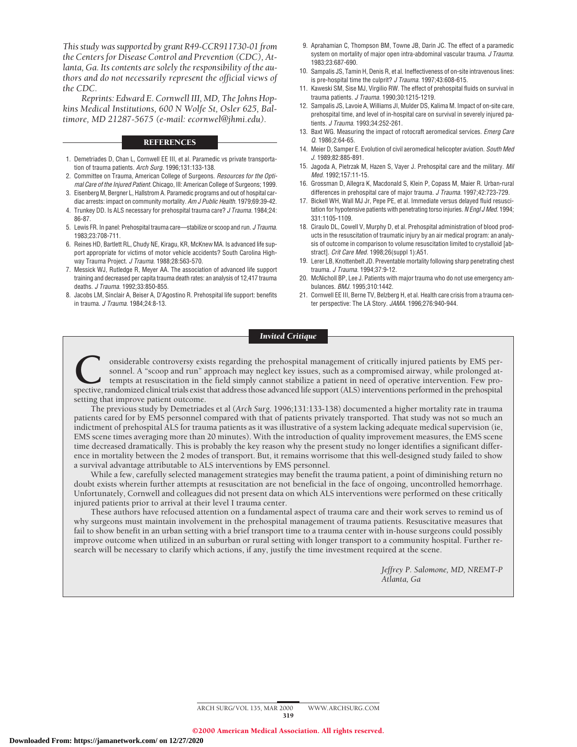*This study was supported by grant R49-CCR911730-01 from the Centers for Disease Control and Prevention (CDC), Atlanta, Ga. Its contents are solely the responsibility of the authors and do not necessarily represent the official views of the CDC.*

*Reprints: Edward E. Cornwell III, MD, The Johns Hopkins Medical Institutions, 600 N Wolfe St, Osler 625, Baltimore, MD 21287-5675 (e-mail: ecornwel@jhmi.edu).*

## REFERENCES

1. Demetriades D, Chan L, Cornwell EE III, et al. Paramedic vs private transportation of trauma patients. *Arch Surg.* 1996;131:133-138.
2. Committee on Trauma, American College of Surgeons. *Resources for the Optimal Care of the Injured Patient.* Chicago, Ill: American College of Surgeons; 1999.
3. Eisenberg M, Bergner L, Hallstrom A. Paramedic programs and out of hospital cardiac arrests: impact on community mortality. *Am J Public Health.* 1979;69:39-42.
4. Trunkey DD. Is ALS necessary for prehospital trauma care? *J Trauma.* 1984;24:86-87.
5. Lewis FR. In panel: Prehospital trauma care—stabilize or scoop and run. *J Trauma.* 1983;23:708-711.
6. Reines HD, Bartlett RL, Chudy NE, Kiragu, KR, McKnew MA. Is advanced life support appropriate for victims of motor vehicle accidents? South Carolina Highway Trauma Project. *J Trauma.* 1988;28:563-570.
7. Messick WJ, Rutledge R, Meyer AA. The association of advanced life support training and decreased per capita trauma death rates: an analysis of 12,417 trauma deaths. *J Trauma.* 1992;33:850-855.
8. Jacobs LM, Sinclair A, Beiser A, D'Agostino R. Prehospital life support: benefits in trauma. *J Trauma.* 1984;24:8-13.
9. Aprahamian C, Thompson BM, Towne JB, Darin JC. The effect of a paramedic system on mortality of major open intra-abdominal vascular trauma. *J Trauma.* 1983;23:687-690.
10. Sampalis JS, Tamin H, Denis R, et al. Ineffectiveness of on-site intravenous lines: is pre-hospital time the culprit? *J Trauma.* 1997;43:608-615.
11. Kaweski SM, Sise MJ, Virgilio RW. The effect of prehospital fluids on survival in trauma patients. *J Trauma.* 1990;30:1215-1219.
12. Sampalis JS, Lavoie A, Williams JI, Mulder DS, Kalima M. Impact of on-site care, prehospital time, and level of in-hospital care on survival in severely injured patients. *J Trauma.* 1993;34:252-261.
13. Baxt WG. Measuring the impact of rotocraft aeromedical services. *Emerg Care Q.* 1986;2:64-65.
14. Meier D, Samper E. Evolution of civil aeromedical helicopter aviation. *South Med J.* 1989;82:885-891.
15. Jagoda A, Pietrzak M, Hazen S, Vayer J. Prehospital care and the military. *Mil Med.* 1992;157:11-15.
16. Grossman D, Allegra K, Macdonald S, Klein P, Copass M, Maier R. Urban-rural differences in prehospital care of major trauma. *J Trauma.* 1997;42:723-729.
17. Bickell WH, Wall MJ Jr, Pepe PE, et al. Immediate versus delayed fluid resuscitation for hypotensive patients with penetrating torso injuries. *N Engl J Med.* 1994;331:1105-1109.
18. Ciraulo DL, Cowell V, Murphy D, et al. Prehospital administration of blood products in the resuscitation of traumatic injury by an air medical program: an analysis of outcome in comparison to volume resuscitation limited to crystalloid [abstract]. *Crit Care Med.* 1998;26(suppl 1):A51.
19. Lerer LB, Knottenbelt JD. Preventable mortality following sharp penetrating chest trauma. *J Trauma.* 1994;37:9-12.
20. McNicholl BP, Lee J. Patients with major trauma who do not use emergency ambulances. *BMJ.* 1995;310:1442.
21. Cornwell EE III, Berne TV, Belzberg H, et al. Health care crisis from a trauma center perspective: The LA Story. *JAMA.* 1996;276:940-944.

## *Invited Critique*

Considerable controversy exists regarding the prehospital management of critically injured patients by EMS personnel. A "scoop and run" approach may neglect key issues, such as a compromised airway, while prolonged attempts at resuscitation in the field simply cannot stabilize a patient in need of operative intervention. Few prospective, randomized clinical trials exist that address those advanced life support (ALS) interventions performed in the prehospital setting that improve patient outcome.

The previous study by Demetriades et al (*Arch Surg.* 1996;131:133-138) documented a higher mortality rate in trauma patients cared for by EMS personnel compared with that of patients privately transported. That study was not so much an indictment of prehospital ALS for trauma patients as it was illustrative of a system lacking adequate medical supervision (ie, EMS scene times averaging more than 20 minutes). With the introduction of quality improvement measures, the EMS scene time decreased dramatically. This is probably the key reason why the present study no longer identifies a significant difference in mortality between the 2 modes of transport. But, it remains worrisome that this well-designed study failed to show a survival advantage attributable to ALS interventions by EMS personnel.

While a few, carefully selected management strategies may benefit the trauma patient, a point of diminishing return no doubt exists wherein further attempts at resuscitation are not beneficial in the face of ongoing, uncontrolled hemorrhage. Unfortunately, Cornwell and colleagues did not present data on which ALS interventions were performed on these critically injured patients prior to arrival at their level I trauma center.

These authors have refocused attention on a fundamental aspect of trauma care and their work serves to remind us of why surgeons must maintain involvement in the prehospital management of trauma patients. Resuscitative measures that fail to show benefit in an urban setting with a brief transport time to a trauma center with in-house surgeons could possibly improve outcome when utilized in an suburban or rural setting with longer transport to a community hospital. Further research will be necessary to clarify which actions, if any, justify the time investment required at the scene.

*Jeffrey P. Salomone, MD, NREMT-P*
*Atlanta, Ga*